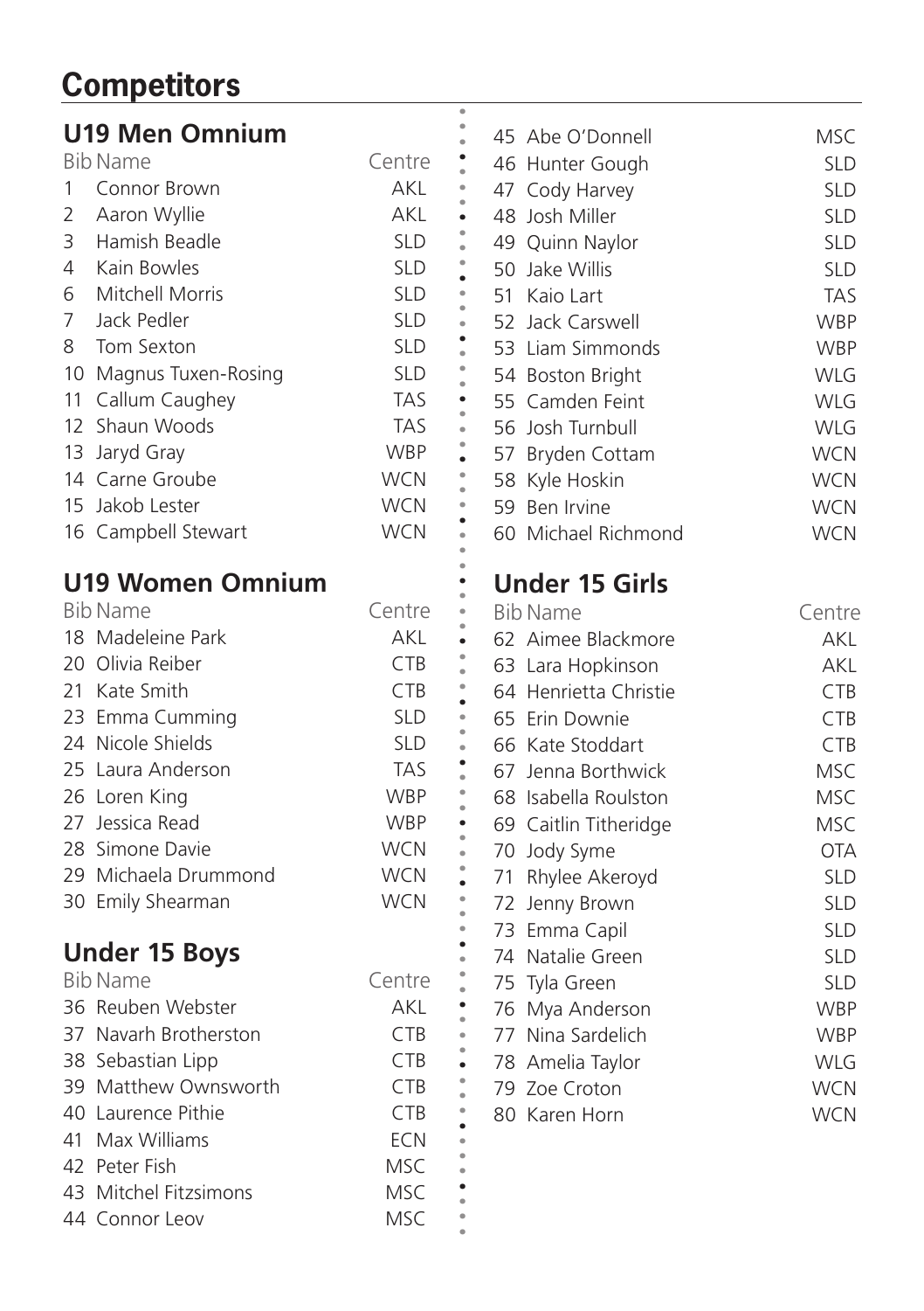# Competitors

## U19 Men Omnium

| Bib | Name | Centre |
|---|---|---|
| 1 | Connor Brown | AKL |
| 2 | Aaron Wyllie | AKL |
| 3 | Hamish Beadle | SLD |
| 4 | Kain Bowles | SLD |
| 6 | Mitchell Morris | SLD |
| 7 | Jack Pedler | SLD |
| 8 | Tom Sexton | SLD |
| 10 | Magnus Tuxen-Rosing | SLD |
| 11 | Callum Caughey | TAS |
| 12 | Shaun Woods | TAS |
| 13 | Jaryd Gray | WBP |
| 14 | Carne Groube | WCN |
| 15 | Jakob Lester | WCN |
| 16 | Campbell Stewart | WCN |

## U19 Women Omnium

| Bib | Name | Centre |
|---|---|---|
| 18 | Madeleine Park | AKL |
| 20 | Olivia Reiber | CTB |
| 21 | Kate Smith | CTB |
| 23 | Emma Cumming | SLD |
| 24 | Nicole Shields | SLD |
| 25 | Laura Anderson | TAS |
| 26 | Loren King | WBP |
| 27 | Jessica Read | WBP |
| 28 | Simone Davie | WCN |
| 29 | Michaela Drummond | WCN |
| 30 | Emily Shearman | WCN |

## Under 15 Boys

| Bib | Name | Centre |
|---|---|---|
| 36 | Reuben Webster | AKL |
| 37 | Navarh Brotherston | CTB |
| 38 | Sebastian Lipp | CTB |
| 39 | Matthew Ownsworth | CTB |
| 40 | Laurence Pithie | CTB |
| 41 | Max Williams | ECN |
| 42 | Peter Fish | MSC |
| 43 | Mitchel Fitzsimons | MSC |
| 44 | Connor Leov | MSC |
| 45 | Abe O'Donnell | MSC |
| 46 | Hunter Gough | SLD |
| 47 | Cody Harvey | SLD |
| 48 | Josh Miller | SLD |
| 49 | Quinn Naylor | SLD |
| 50 | Jake Willis | SLD |
| 51 | Kaio Lart | TAS |
| 52 | Jack Carswell | WBP |
| 53 | Liam Simmonds | WBP |
| 54 | Boston Bright | WLG |
| 55 | Camden Feint | WLG |
| 56 | Josh Turnbull | WLG |
| 57 | Bryden Cottam | WCN |
| 58 | Kyle Hoskin | WCN |
| 59 | Ben Irvine | WCN |
| 60 | Michael Richmond | WCN |

## Under 15 Girls

| Bib | Name | Centre |
|---|---|---|
| 62 | Aimee Blackmore | AKL |
| 63 | Lara Hopkinson | AKL |
| 64 | Henrietta Christie | CTB |
| 65 | Erin Downie | CTB |
| 66 | Kate Stoddart | CTB |
| 67 | Jenna Borthwick | MSC |
| 68 | Isabella Roulston | MSC |
| 69 | Caitlin Titheridge | MSC |
| 70 | Jody Syme | OTA |
| 71 | Rhylee Akeroyd | SLD |
| 72 | Jenny Brown | SLD |
| 73 | Emma Capil | SLD |
| 74 | Natalie Green | SLD |
| 75 | Tyla Green | SLD |
| 76 | Mya Anderson | WBP |
| 77 | Nina Sardelich | WBP |
| 78 | Amelia Taylor | WLG |
| 79 | Zoe Croton | WCN |
| 80 | Karen Horn | WCN |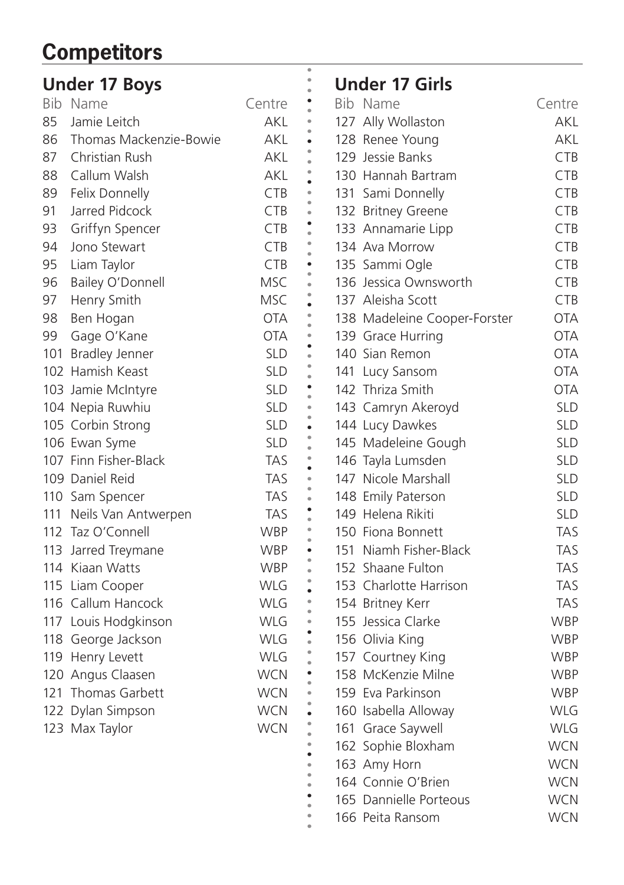# Competitors

## Under 17 Boys

| Bib | Name | Centre |
|---|---|---|
| 85 | Jamie Leitch | AKL |
| 86 | Thomas Mackenzie-Bowie | AKL |
| 87 | Christian Rush | AKL |
| 88 | Callum Walsh | AKL |
| 89 | Felix Donnelly | CTB |
| 91 | Jarred Pidcock | CTB |
| 93 | Griffyn Spencer | CTB |
| 94 | Jono Stewart | CTB |
| 95 | Liam Taylor | CTB |
| 96 | Bailey O'Donnell | MSC |
| 97 | Henry Smith | MSC |
| 98 | Ben Hogan | OTA |
| 99 | Gage O'Kane | OTA |
| 101 | Bradley Jenner | SLD |
| 102 | Hamish Keast | SLD |
| 103 | Jamie McIntyre | SLD |
| 104 | Nepia Ruwhiu | SLD |
| 105 | Corbin Strong | SLD |
| 106 | Ewan Syme | SLD |
| 107 | Finn Fisher-Black | TAS |
| 109 | Daniel Reid | TAS |
| 110 | Sam Spencer | TAS |
| 111 | Neils Van Antwerpen | TAS |
| 112 | Taz O'Connell | WBP |
| 113 | Jarred Treymane | WBP |
| 114 | Kiaan Watts | WBP |
| 115 | Liam Cooper | WLG |
| 116 | Callum Hancock | WLG |
| 117 | Louis Hodgkinson | WLG |
| 118 | George Jackson | WLG |
| 119 | Henry Levett | WLG |
| 120 | Angus Claasen | WCN |
| 121 | Thomas Garbett | WCN |
| 122 | Dylan Simpson | WCN |
| 123 | Max Taylor | WCN |

## Under 17 Girls

| Bib | Name | Centre |
|---|---|---|
| 127 | Ally Wollaston | AKL |
| 128 | Renee Young | AKL |
| 129 | Jessie Banks | CTB |
| 130 | Hannah Bartram | CTB |
| 131 | Sami Donnelly | CTB |
| 132 | Britney Greene | CTB |
| 133 | Annamarie Lipp | CTB |
| 134 | Ava Morrow | CTB |
| 135 | Sammi Ogle | CTB |
| 136 | Jessica Ownsworth | CTB |
| 137 | Aleisha Scott | CTB |
| 138 | Madeleine Cooper-Forster | OTA |
| 139 | Grace Hurring | OTA |
| 140 | Sian Remon | OTA |
| 141 | Lucy Sansom | OTA |
| 142 | Thriza Smith | OTA |
| 143 | Camryn Akeroyd | SLD |
| 144 | Lucy Dawkes | SLD |
| 145 | Madeleine Gough | SLD |
| 146 | Tayla Lumsden | SLD |
| 147 | Nicole Marshall | SLD |
| 148 | Emily Paterson | SLD |
| 149 | Helena Rikiti | SLD |
| 150 | Fiona Bonnett | TAS |
| 151 | Niamh Fisher-Black | TAS |
| 152 | Shaane Fulton | TAS |
| 153 | Charlotte Harrison | TAS |
| 154 | Britney Kerr | TAS |
| 155 | Jessica Clarke | WBP |
| 156 | Olivia King | WBP |
| 157 | Courtney King | WBP |
| 158 | McKenzie Milne | WBP |
| 159 | Eva Parkinson | WBP |
| 160 | Isabella Alloway | WLG |
| 161 | Grace Saywell | WLG |
| 162 | Sophie Bloxham | WCN |
| 163 | Amy Horn | WCN |
| 164 | Connie O'Brien | WCN |
| 165 | Dannielle Porteous | WCN |
| 166 | Peita Ransom | WCN |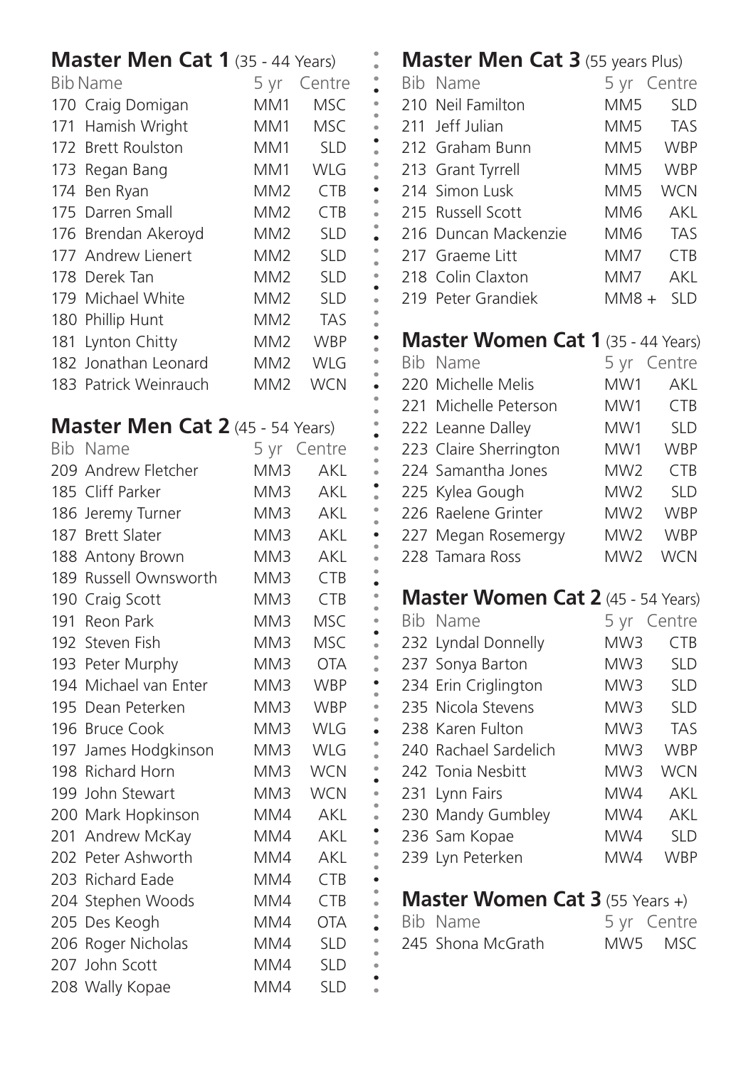## Master Men Cat 1 (35 - 44 Years)

| Bib | Name | 5 yr | Centre |
|---|---|---|---|
| 170 | Craig Domigan | MM1 | MSC |
| 171 | Hamish Wright | MM1 | MSC |
| 172 | Brett Roulston | MM1 | SLD |
| 173 | Regan Bang | MM1 | WLG |
| 174 | Ben Ryan | MM2 | CTB |
| 175 | Darren Small | MM2 | CTB |
| 176 | Brendan Akeroyd | MM2 | SLD |
| 177 | Andrew Lienert | MM2 | SLD |
| 178 | Derek Tan | MM2 | SLD |
| 179 | Michael White | MM2 | SLD |
| 180 | Phillip Hunt | MM2 | TAS |
| 181 | Lynton Chitty | MM2 | WBP |
| 182 | Jonathan Leonard | MM2 | WLG |
| 183 | Patrick Weinrauch | MM2 | WCN |

## Master Men Cat 2 (45 - 54 Years)

| Bib | Name | 5 yr | Centre |
|---|---|---|---|
| 209 | Andrew Fletcher | MM3 | AKL |
| 185 | Cliff Parker | MM3 | AKL |
| 186 | Jeremy Turner | MM3 | AKL |
| 187 | Brett Slater | MM3 | AKL |
| 188 | Antony Brown | MM3 | AKL |
| 189 | Russell Ownsworth | MM3 | CTB |
| 190 | Craig Scott | MM3 | CTB |
| 191 | Reon Park | MM3 | MSC |
| 192 | Steven Fish | MM3 | MSC |
| 193 | Peter Murphy | MM3 | OTA |
| 194 | Michael van Enter | MM3 | WBP |
| 195 | Dean Peterken | MM3 | WBP |
| 196 | Bruce Cook | MM3 | WLG |
| 197 | James Hodgkinson | MM3 | WLG |
| 198 | Richard Horn | MM3 | WCN |
| 199 | John Stewart | MM3 | WCN |
| 200 | Mark Hopkinson | MM4 | AKL |
| 201 | Andrew McKay | MM4 | AKL |
| 202 | Peter Ashworth | MM4 | AKL |
| 203 | Richard Eade | MM4 | CTB |
| 204 | Stephen Woods | MM4 | CTB |
| 205 | Des Keogh | MM4 | OTA |
| 206 | Roger Nicholas | MM4 | SLD |
| 207 | John Scott | MM4 | SLD |
| 208 | Wally Kopae | MM4 | SLD |

## Master Men Cat 3 (55 years Plus)

| Bib | Name | 5 yr | Centre |
|---|---|---|---|
| 210 | Neil Familton | MM5 | SLD |
| 211 | Jeff Julian | MM5 | TAS |
| 212 | Graham Bunn | MM5 | WBP |
| 213 | Grant Tyrrell | MM5 | WBP |
| 214 | Simon Lusk | MM5 | WCN |
| 215 | Russell Scott | MM6 | AKL |
| 216 | Duncan Mackenzie | MM6 | TAS |
| 217 | Graeme Litt | MM7 | CTB |
| 218 | Colin Claxton | MM7 | AKL |
| 219 | Peter Grandiek | MM8 + | SLD |

## Master Women Cat 1 (35 - 44 Years)

| Bib | Name | 5 yr | Centre |
|---|---|---|---|
| 220 | Michelle Melis | MW1 | AKL |
| 221 | Michelle Peterson | MW1 | CTB |
| 222 | Leanne Dalley | MW1 | SLD |
| 223 | Claire Sherrington | MW1 | WBP |
| 224 | Samantha Jones | MW2 | CTB |
| 225 | Kylea Gough | MW2 | SLD |
| 226 | Raelene Grinter | MW2 | WBP |
| 227 | Megan Rosemergy | MW2 | WBP |
| 228 | Tamara Ross | MW2 | WCN |

## Master Women Cat 2 (45 - 54 Years)

| Bib | Name | 5 yr | Centre |
|---|---|---|---|
| 232 | Lyndal Donnelly | MW3 | CTB |
| 237 | Sonya Barton | MW3 | SLD |
| 234 | Erin Criglington | MW3 | SLD |
| 235 | Nicola Stevens | MW3 | SLD |
| 238 | Karen Fulton | MW3 | TAS |
| 240 | Rachael Sardelich | MW3 | WBP |
| 242 | Tonia Nesbitt | MW3 | WCN |
| 231 | Lynn Fairs | MW4 | AKL |
| 230 | Mandy Gumbley | MW4 | AKL |
| 236 | Sam Kopae | MW4 | SLD |
| 239 | Lyn Peterken | MW4 | WBP |

## Master Women Cat 3 (55 Years +)

| Bib | Name | 5 yr | Centre |
|---|---|---|---|
| 245 | Shona McGrath | MW5 | MSC |